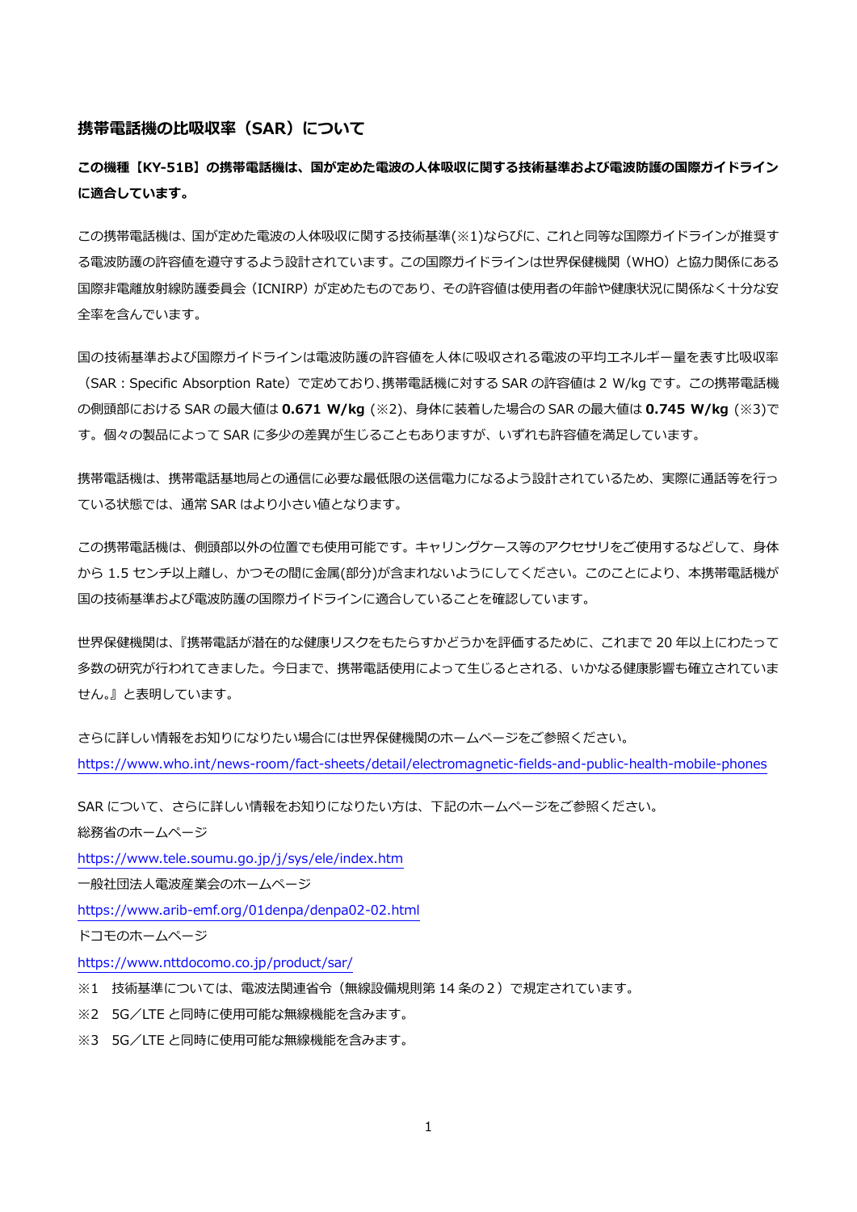## 携帯電話機の比吸収率（SAR）について

**この機種【KY-51B】の携帯電話機は、国が定めた電波の人体吸収に関する技術基準および電波防護の国際ガイドラインに適合しています。**

この携帯電話機は、国が定めた電波の人体吸収に関する技術基準(※1)ならびに、これと同等な国際ガイドラインが推奨する電波防護の許容値を遵守するよう設計されています。この国際ガイドラインは世界保健機関（WHO）と協力関係にある国際非電離放射線防護委員会（ICNIRP）が定めたものであり、その許容値は使用者の年齢や健康状況に関係なく十分な安全率を含んでいます。

国の技術基準および国際ガイドラインは電波防護の許容値を人体に吸収される電波の平均エネルギー量を表す比吸収率（SAR：Specific Absorption Rate）で定めており、携帯電話機に対する SAR の許容値は 2 W/kg です。この携帯電話機の側頭部における SAR の最大値は **0.671 W/kg** (※2)、身体に装着した場合の SAR の最大値は **0.745 W/kg** (※3)です。個々の製品によって SAR に多少の差異が生じることもありますが、いずれも許容値を満足しています。

携帯電話機は、携帯電話基地局との通信に必要な最低限の送信電力になるよう設計されているため、実際に通話等を行っている状態では、通常 SAR はより小さい値となります。

この携帯電話機は、側頭部以外の位置でも使用可能です。キャリングケース等のアクセサリをご使用するなどして、身体から 1.5 センチ以上離し、かつその間に金属(部分)が含まれないようにしてください。このことにより、本携帯電話機が国の技術基準および電波防護の国際ガイドラインに適合していることを確認しています。

世界保健機関は、『携帯電話が潜在的な健康リスクをもたらすかどうかを評価するために、これまで 20 年以上にわたって多数の研究が行われてきました。今日まで、携帯電話使用によって生じるとされる、いかなる健康影響も確立されていません。』と表明しています。

さらに詳しい情報をお知りになりたい場合には世界保健機関のホームページをご参照ください。
https://www.who.int/news-room/fact-sheets/detail/electromagnetic-fields-and-public-health-mobile-phones

SAR について、さらに詳しい情報をお知りになりたい方は、下記のホームページをご参照ください。

総務省のホームページ
https://www.tele.soumu.go.jp/j/sys/ele/index.htm

一般社団法人電波産業会のホームページ
https://www.arib-emf.org/01denpa/denpa02-02.html

ドコモのホームページ
https://www.nttdocomo.co.jp/product/sar/

※1 技術基準については、電波法関連省令（無線設備規則第 14 条の２）で規定されています。

※2 5G／LTE と同時に使用可能な無線機能を含みます。

※3 5G／LTE と同時に使用可能な無線機能を含みます。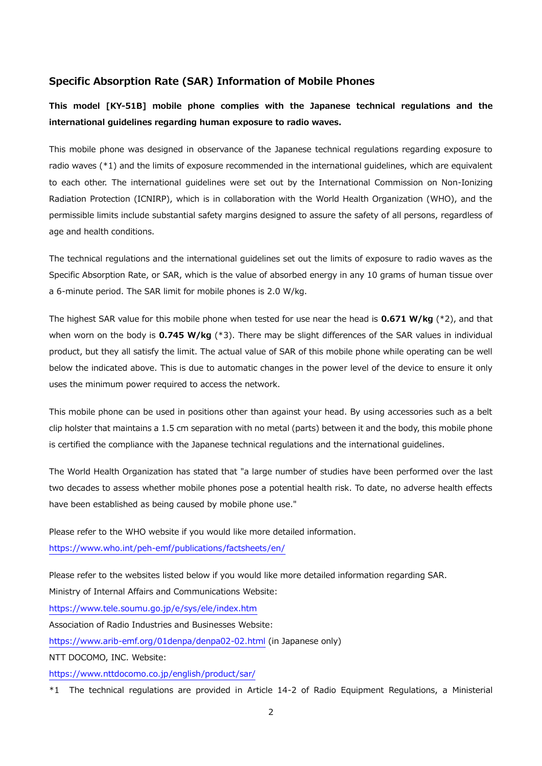## Specific Absorption Rate (SAR) Information of Mobile Phones

**This model [KY-51B] mobile phone complies with the Japanese technical regulations and the international guidelines regarding human exposure to radio waves.**

This mobile phone was designed in observance of the Japanese technical regulations regarding exposure to radio waves (*1) and the limits of exposure recommended in the international guidelines, which are equivalent to each other. The international guidelines were set out by the International Commission on Non-Ionizing Radiation Protection (ICNIRP), which is in collaboration with the World Health Organization (WHO), and the permissible limits include substantial safety margins designed to assure the safety of all persons, regardless of age and health conditions.

The technical regulations and the international guidelines set out the limits of exposure to radio waves as the Specific Absorption Rate, or SAR, which is the value of absorbed energy in any 10 grams of human tissue over a 6-minute period. The SAR limit for mobile phones is 2.0 W/kg.

The highest SAR value for this mobile phone when tested for use near the head is **0.671 W/kg** (*2), and that when worn on the body is **0.745 W/kg** (*3). There may be slight differences of the SAR values in individual product, but they all satisfy the limit. The actual value of SAR of this mobile phone while operating can be well below the indicated above. This is due to automatic changes in the power level of the device to ensure it only uses the minimum power required to access the network.

This mobile phone can be used in positions other than against your head. By using accessories such as a belt clip holster that maintains a 1.5 cm separation with no metal (parts) between it and the body, this mobile phone is certified the compliance with the Japanese technical regulations and the international guidelines.

The World Health Organization has stated that "a large number of studies have been performed over the last two decades to assess whether mobile phones pose a potential health risk. To date, no adverse health effects have been established as being caused by mobile phone use."

Please refer to the WHO website if you would like more detailed information.
https://www.who.int/peh-emf/publications/factsheets/en/

Please refer to the websites listed below if you would like more detailed information regarding SAR.
Ministry of Internal Affairs and Communications Website:
https://www.tele.soumu.go.jp/e/sys/ele/index.htm
Association of Radio Industries and Businesses Website:
https://www.arib-emf.org/01denpa/denpa02-02.html (in Japanese only)
NTT DOCOMO, INC. Website:
https://www.nttdocomo.co.jp/english/product/sar/

*1 The technical regulations are provided in Article 14-2 of Radio Equipment Regulations, a Ministerial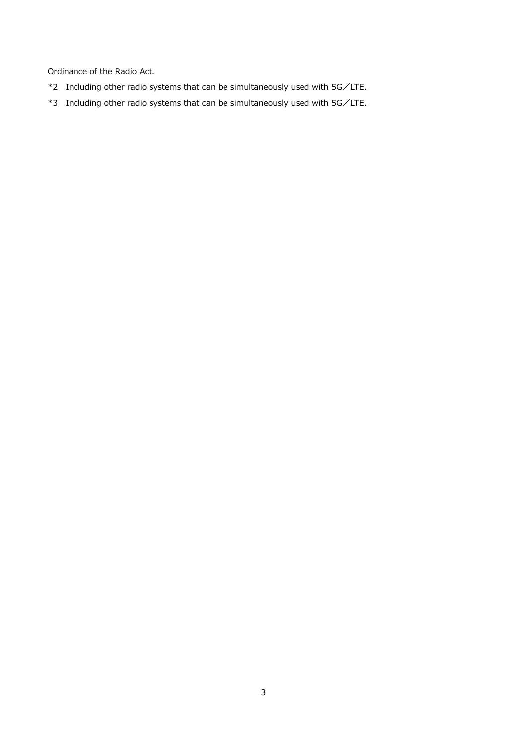Ordinance of the Radio Act.

*2 Including other radio systems that can be simultaneously used with 5G／LTE.

*3 Including other radio systems that can be simultaneously used with 5G／LTE.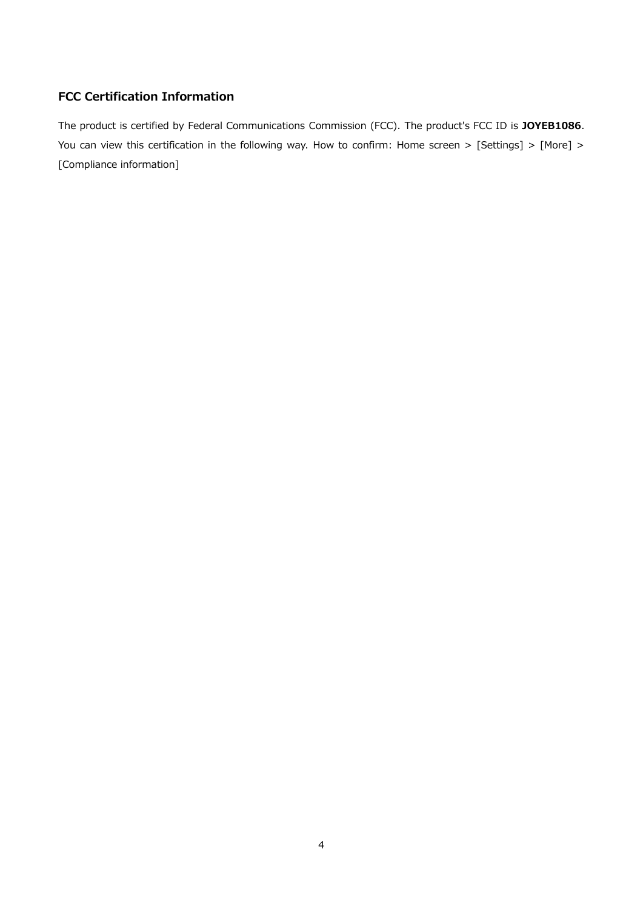## FCC Certification Information

The product is certified by Federal Communications Commission (FCC). The product's FCC ID is **JOYEB1086**. You can view this certification in the following way. How to confirm: Home screen > [Settings] > [More] > [Compliance information]